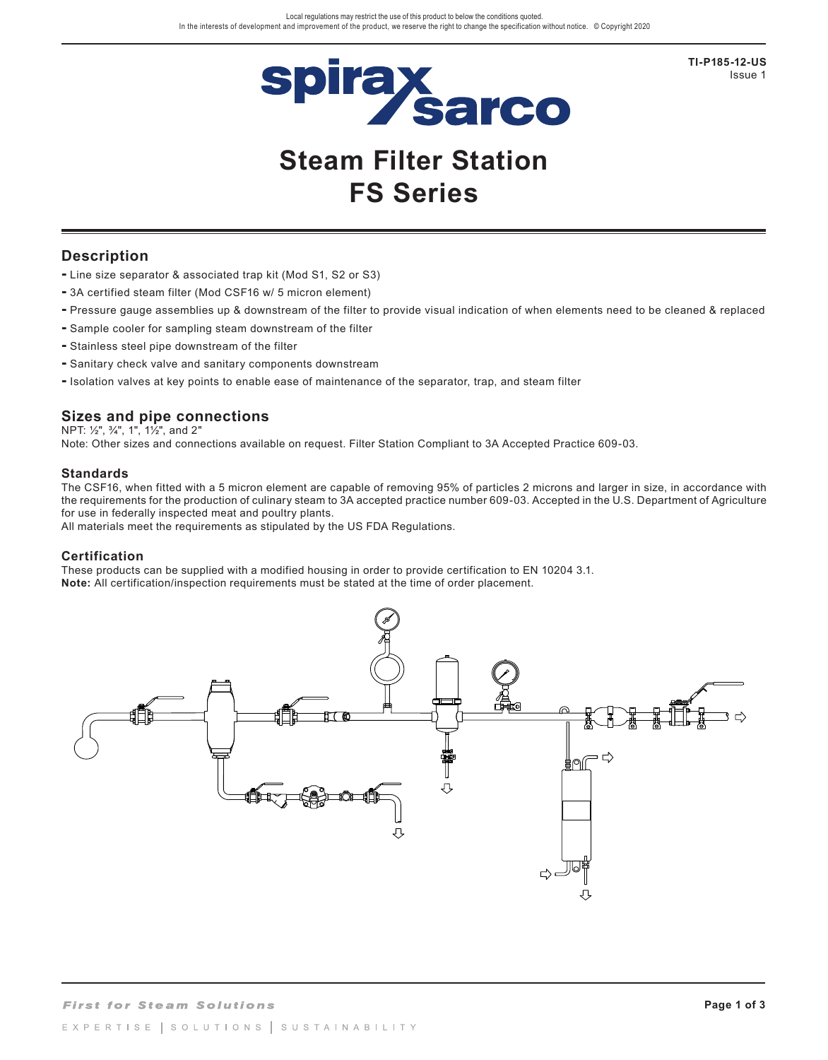Local regulations may restrict the use of this product to below the conditions quoted.
In the interests of development and improvement of the product, we reserve the right to change the specification without notice. © Copyright 2020

**TI-P185-12-US**
Issue 1

# Steam Filter Station
# FS Series

## Description

- Line size separator & associated trap kit (Mod S1, S2 or S3)
- 3A certified steam filter (Mod CSF16 w/ 5 micron element)
- Pressure gauge assemblies up & downstream of the filter to provide visual indication of when elements need to be cleaned & replaced
- Sample cooler for sampling steam downstream of the filter
- Stainless steel pipe downstream of the filter
- Sanitary check valve and sanitary components downstream
- Isolation valves at key points to enable ease of maintenance of the separator, trap, and steam filter

## Sizes and pipe connections

NPT: ½", ¾", 1", 1½", and 2"
Note: Other sizes and connections available on request. Filter Station Compliant to 3A Accepted Practice 609-03.

### Standards

The CSF16, when fitted with a 5 micron element are capable of removing 95% of particles 2 microns and larger in size, in accordance with the requirements for the production of culinary steam to 3A accepted practice number 609-03. Accepted in the U.S. Department of Agriculture for use in federally inspected meat and poultry plants.
All materials meet the requirements as stipulated by the US FDA Regulations.

### Certification

These products can be supplied with a modified housing in order to provide certification to EN 10204 3.1.
**Note:** All certification/inspection requirements must be stated at the time of order placement.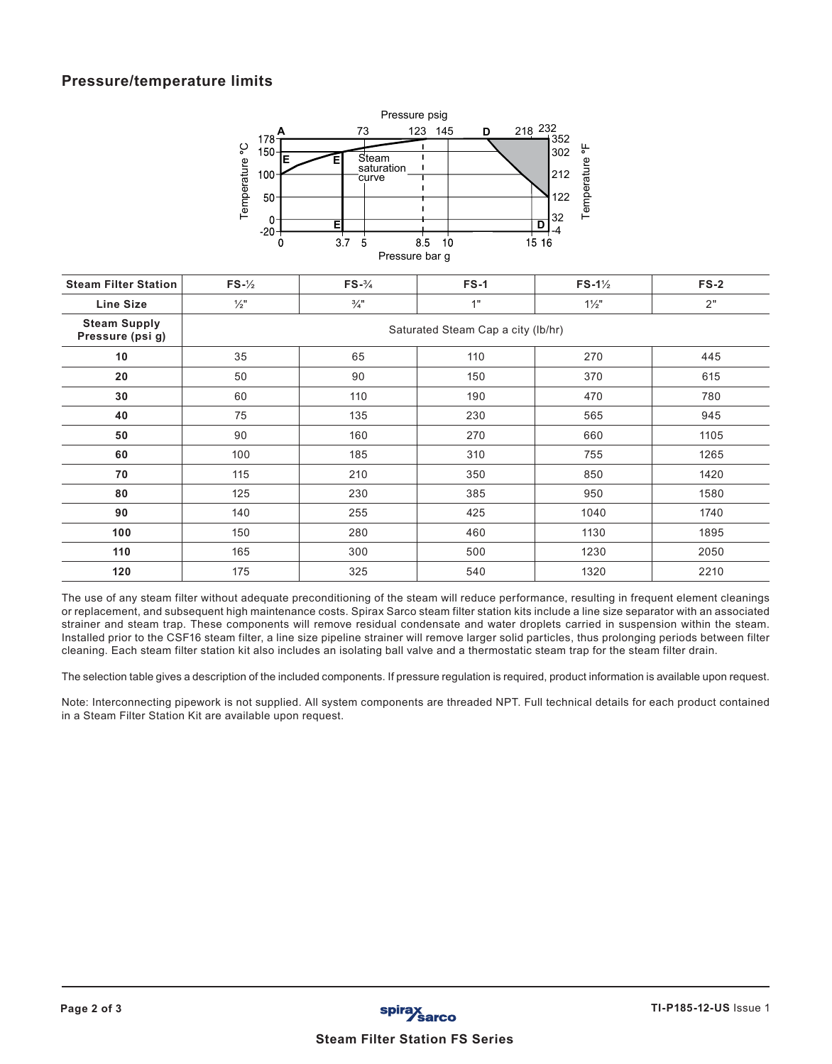## Pressure/temperature limits

| Steam Filter Station | FS-½ | FS-¾ | FS-1 | FS-1½ | FS-2 |
|---|---|---|---|---|---|
| Line Size | ½" | ¾" | 1" | 1½" | 2" |
| Steam Supply Pressure (psi g) | Saturated Steam Cap a city (lb/hr) | | | | |
| 10 | 35 | 65 | 110 | 270 | 445 |
| 20 | 50 | 90 | 150 | 370 | 615 |
| 30 | 60 | 110 | 190 | 470 | 780 |
| 40 | 75 | 135 | 230 | 565 | 945 |
| 50 | 90 | 160 | 270 | 660 | 1105 |
| 60 | 100 | 185 | 310 | 755 | 1265 |
| 70 | 115 | 210 | 350 | 850 | 1420 |
| 80 | 125 | 230 | 385 | 950 | 1580 |
| 90 | 140 | 255 | 425 | 1040 | 1740 |
| 100 | 150 | 280 | 460 | 1130 | 1895 |
| 110 | 165 | 300 | 500 | 1230 | 2050 |
| 120 | 175 | 325 | 540 | 1320 | 2210 |

The use of any steam filter without adequate preconditioning of the steam will reduce performance, resulting in frequent element cleanings or replacement, and subsequent high maintenance costs. Spirax Sarco steam filter station kits include a line size separator with an associated strainer and steam trap. These components will remove residual condensate and water droplets carried in suspension within the steam. Installed prior to the CSF16 steam filter, a line size pipeline strainer will remove larger solid particles, thus prolonging periods between filter cleaning. Each steam filter station kit also includes an isolating ball valve and a thermostatic steam trap for the steam filter drain.

The selection table gives a description of the included components. If pressure regulation is required, product information is available upon request.

Note: Interconnecting pipework is not supplied. All system components are threaded NPT. Full technical details for each product contained in a Steam Filter Station Kit are available upon request.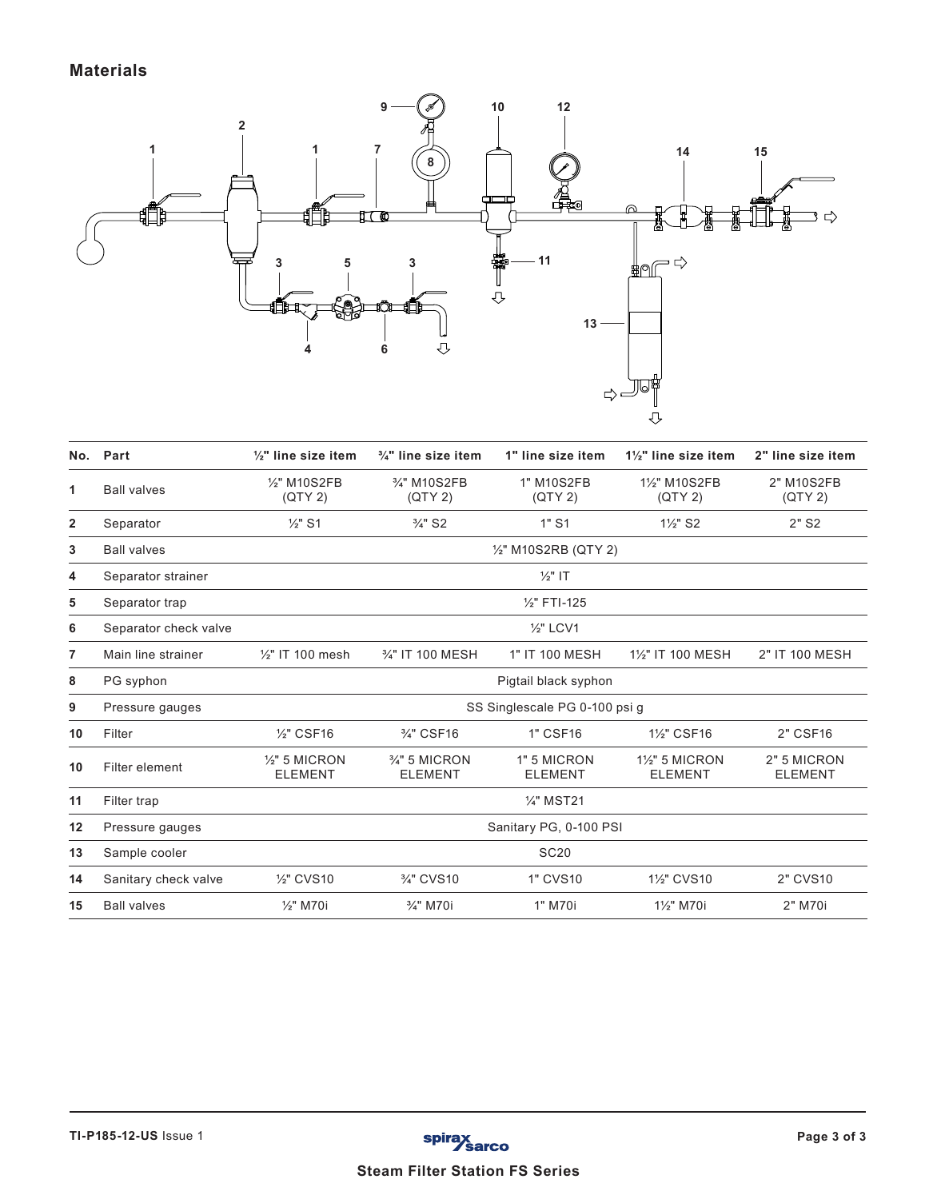## Materials

9 10 12
2
1 1 7 14 15
8
3 5 3 11
4 6
13

| No. | Part | ½" line size item | ¾" line size item | 1" line size item | 1½" line size item | 2" line size item |
|---|---|---|---|---|---|---|
| 1 | Ball valves | ½" M10S2FB (QTY 2) | ¾" M10S2FB (QTY 2) | 1" M10S2FB (QTY 2) | 1½" M10S2FB (QTY 2) | 2" M10S2FB (QTY 2) |
| 2 | Separator | ½" S1 | ¾" S2 | 1" S1 | 1½" S2 | 2" S2 |
| 3 | Ball valves | | | ½" M10S2RB (QTY 2) | | |
| 4 | Separator strainer | | | ½" IT | | |
| 5 | Separator trap | | | ½" FTI-125 | | |
| 6 | Separator check valve | | | ½" LCV1 | | |
| 7 | Main line strainer | ½" IT 100 mesh | ¾" IT 100 MESH | 1" IT 100 MESH | 1½" IT 100 MESH | 2" IT 100 MESH |
| 8 | PG syphon | | | Pigtail black syphon | | |
| 9 | Pressure gauges | | | SS Singlescale PG 0-100 psi g | | |
| 10 | Filter | ½" CSF16 | ¾" CSF16 | 1" CSF16 | 1½" CSF16 | 2" CSF16 |
| 10 | Filter element | ½" 5 MICRON ELEMENT | ¾" 5 MICRON ELEMENT | 1" 5 MICRON ELEMENT | 1½" 5 MICRON ELEMENT | 2" 5 MICRON ELEMENT |
| 11 | Filter trap | | | ¼" MST21 | | |
| 12 | Pressure gauges | | | Sanitary PG, 0-100 PSI | | |
| 13 | Sample cooler | | | SC20 | | |
| 14 | Sanitary check valve | ½" CVS10 | ¾" CVS10 | 1" CVS10 | 1½" CVS10 | 2" CVS10 |
| 15 | Ball valves | ½" M70i | ¾" M70i | 1" M70i | 1½" M70i | 2" M70i |

TI-P185-12-US Issue 1

Steam Filter Station FS Series